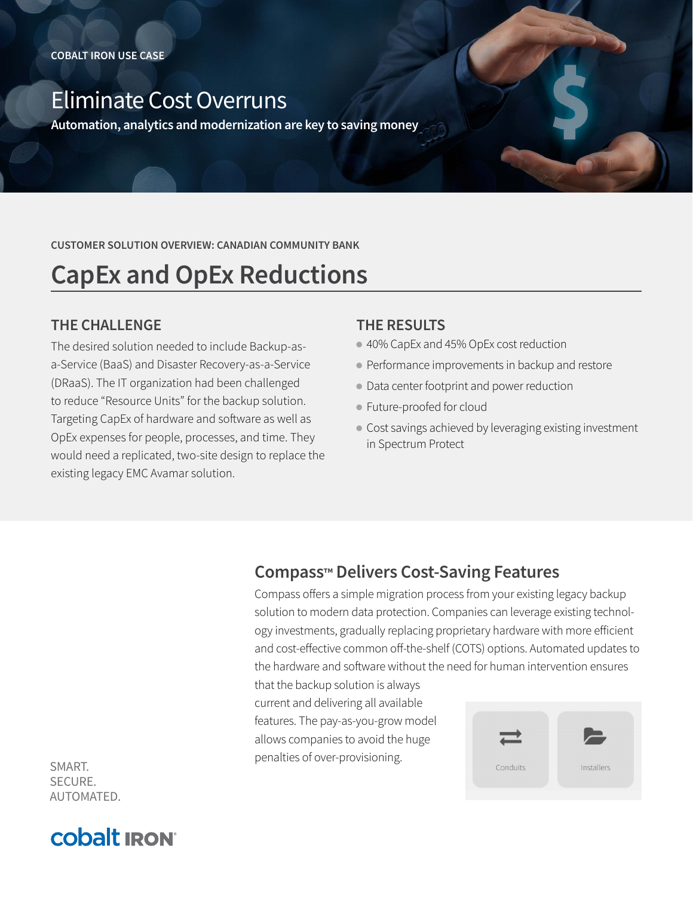COBALT IRON USE CASE

# Eliminate Cost Overruns

**Automation, analytics and modernization are key to saving money**

CUSTOMER SOLUTION OVERVIEW: CANADIAN COMMUNITY BANK

## CapEx and OpEx Reductions

### THE CHALLENGE

The desired solution needed to include Backup-as-a-Service (BaaS) and Disaster Recovery-as-a-Service (DRaaS). The IT organization had been challenged to reduce "Resource Units" for the backup solution. Targeting CapEx of hardware and software as well as OpEx expenses for people, processes, and time. They would need a replicated, two-site design to replace the existing legacy EMC Avamar solution.

### THE RESULTS

- 40% CapEx and 45% OpEx cost reduction
- Performance improvements in backup and restore
- Data center footprint and power reduction
- Future-proofed for cloud
- Cost savings achieved by leveraging existing investment in Spectrum Protect

## Compass™ Delivers Cost-Saving Features

Compass offers a simple migration process from your existing legacy backup solution to modern data protection. Companies can leverage existing technology investments, gradually replacing proprietary hardware with more efficient and cost-effective common off-the-shelf (COTS) options. Automated updates to the hardware and software without the need for human intervention ensures that the backup solution is always current and delivering all available features. The pay-as-you-grow model allows companies to avoid the huge penalties of over-provisioning.

Conduits

Installers

SMART.
SECURE.
AUTOMATED.

cobalt IRON®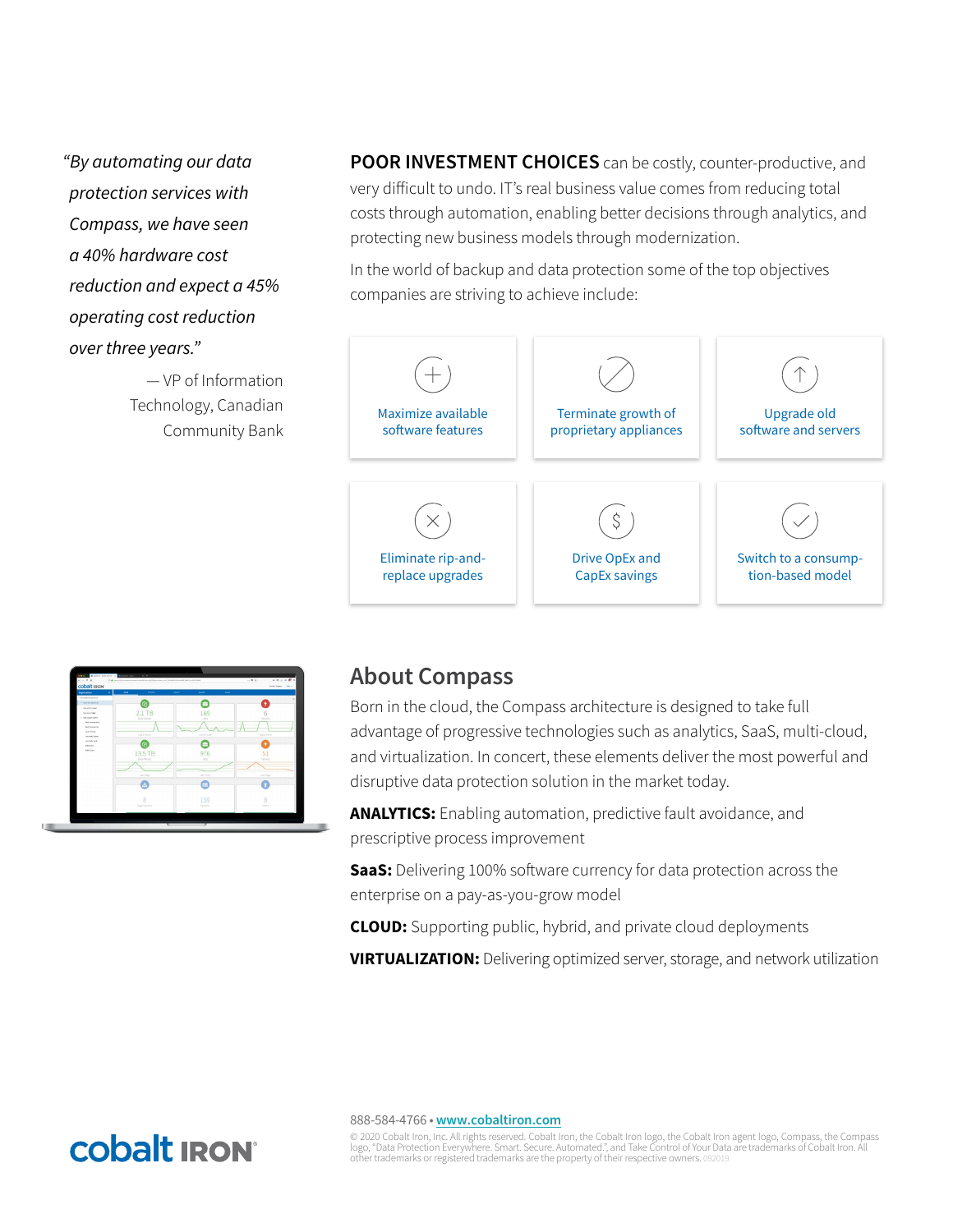*"By automating our data protection services with Compass, we have seen a 40% hardware cost reduction and expect a 45% operating cost reduction over three years."*

— VP of Information Technology, Canadian Community Bank

**POOR INVESTMENT CHOICES** can be costly, counter-productive, and very difficult to undo. IT's real business value comes from reducing total costs through automation, enabling better decisions through analytics, and protecting new business models through modernization.

In the world of backup and data protection some of the top objectives companies are striving to achieve include:

- Maximize available software features
- Terminate growth of proprietary appliances
- Upgrade old software and servers
- Eliminate rip-and-replace upgrades
- Drive OpEx and CapEx savings
- Switch to a consumption-based model

## About Compass

Born in the cloud, the Compass architecture is designed to take full advantage of progressive technologies such as analytics, SaaS, multi-cloud, and virtualization. In concert, these elements deliver the most powerful and disruptive data protection solution in the market today.

**ANALYTICS:** Enabling automation, predictive fault avoidance, and prescriptive process improvement

**SaaS:** Delivering 100% software currency for data protection across the enterprise on a pay-as-you-grow model

**CLOUD:** Supporting public, hybrid, and private cloud deployments

**VIRTUALIZATION:** Delivering optimized server, storage, and network utilization

cobalt IRON®

888-584-4766 • [www.cobaltiron.com](http://www.cobaltiron.com)

© 2020 Cobalt Iron, Inc. All rights reserved. Cobalt Iron, the Cobalt Iron logo, the Cobalt Iron agent logo, Compass, the Compass logo, "Data Protection Everywhere. Smart. Secure. Automated.", and Take Control of Your Data are trademarks of Cobalt Iron. All other trademarks or registered trademarks are the property of their respective owners. 092019